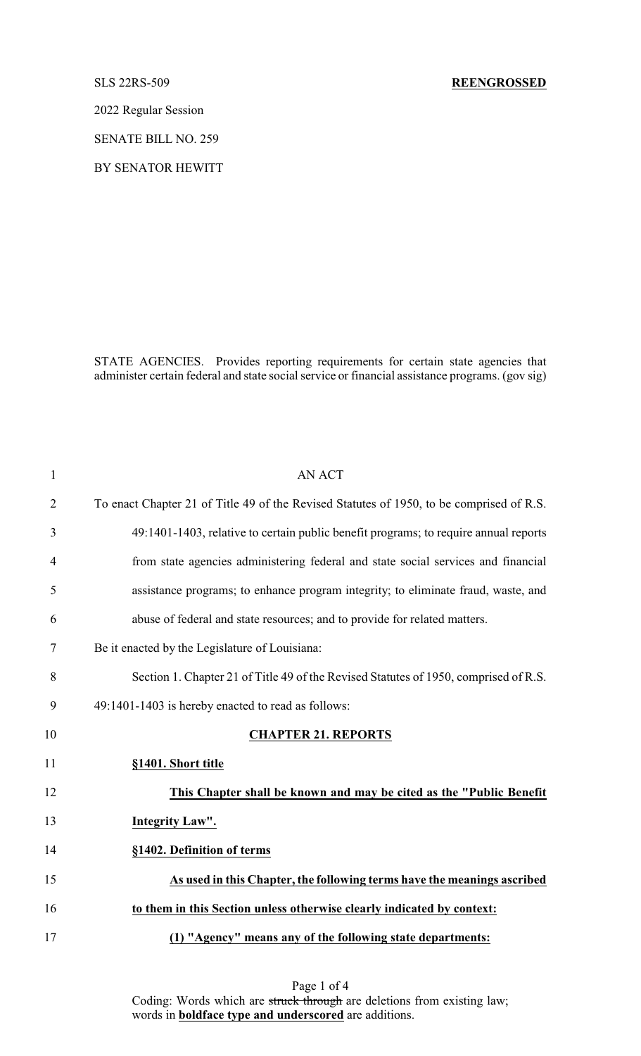SLS 22RS-509

**REENGROSSED**

2022 Regular Session

SENATE BILL NO. 259

BY SENATOR HEWITT

STATE AGENCIES. Provides reporting requirements for certain state agencies that administer certain federal and state social service or financial assistance programs. (gov sig)

AN ACT

To enact Chapter 21 of Title 49 of the Revised Statutes of 1950, to be comprised of R.S. 49:1401-1403, relative to certain public benefit programs; to require annual reports from state agencies administering federal and state social services and financial assistance programs; to enhance program integrity; to eliminate fraud, waste, and abuse of federal and state resources; and to provide for related matters.

Be it enacted by the Legislature of Louisiana:

Section 1. Chapter 21 of Title 49 of the Revised Statutes of 1950, comprised of R.S. 49:1401-1403 is hereby enacted to read as follows:

**CHAPTER 21. REPORTS**

**§1401. Short title**

**This Chapter shall be known and may be cited as the "Public Benefit Integrity Law".**

**§1402. Definition of terms**

**As used in this Chapter, the following terms have the meanings ascribed to them in this Section unless otherwise clearly indicated by context:**

**(1) "Agency" means any of the following state departments:**

Coding: Words which are ~~struck through~~ are deletions from existing law; words in **boldface type and underscored** are additions.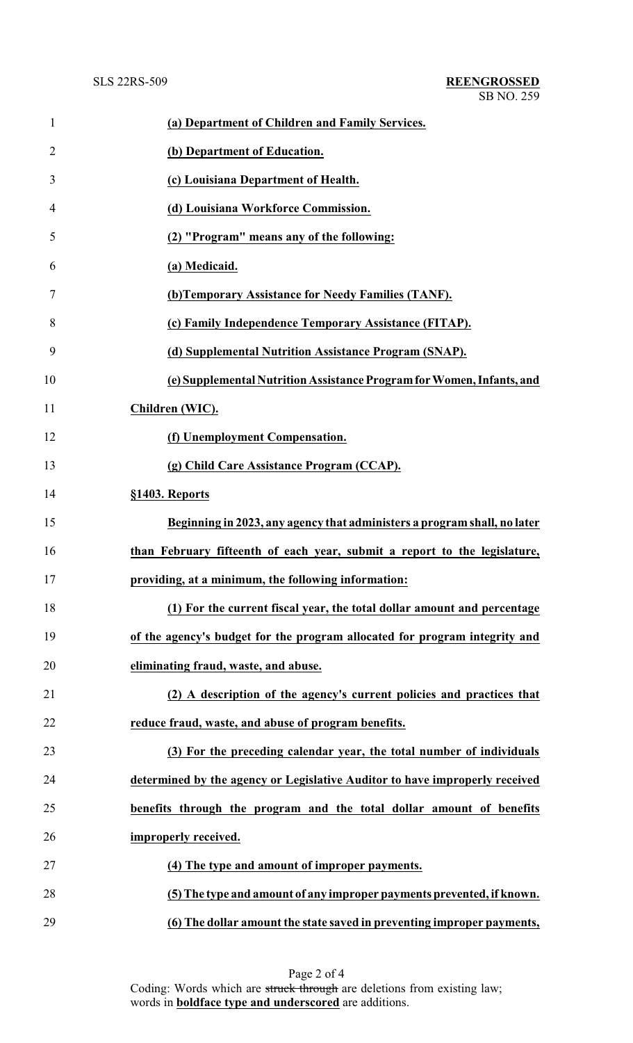**(a) Department of Children and Family Services.**

**(b) Department of Education.**

**(c) Louisiana Department of Health.**

**(d) Louisiana Workforce Commission.**

**(2) "Program" means any of the following:**

**(a) Medicaid.**

**(b)Temporary Assistance for Needy Families (TANF).**

**(c) Family Independence Temporary Assistance (FITAP).**

**(d) Supplemental Nutrition Assistance Program (SNAP).**

**(e) Supplemental Nutrition Assistance Program for Women, Infants, and Children (WIC).**

**(f) Unemployment Compensation.**

**(g) Child Care Assistance Program (CCAP).**

**§1403. Reports**

**Beginning in 2023, any agency that administers a program shall, no later than February fifteenth of each year, submit a report to the legislature, providing, at a minimum, the following information:**

**(1) For the current fiscal year, the total dollar amount and percentage of the agency's budget for the program allocated for program integrity and eliminating fraud, waste, and abuse.**

**(2) A description of the agency's current policies and practices that reduce fraud, waste, and abuse of program benefits.**

**(3) For the preceding calendar year, the total number of individuals determined by the agency or Legislative Auditor to have improperly received benefits through the program and the total dollar amount of benefits improperly received.**

**(4) The type and amount of improper payments.**

**(5) The type and amount of any improper payments prevented, if known.**

**(6) The dollar amount the state saved in preventing improper payments,**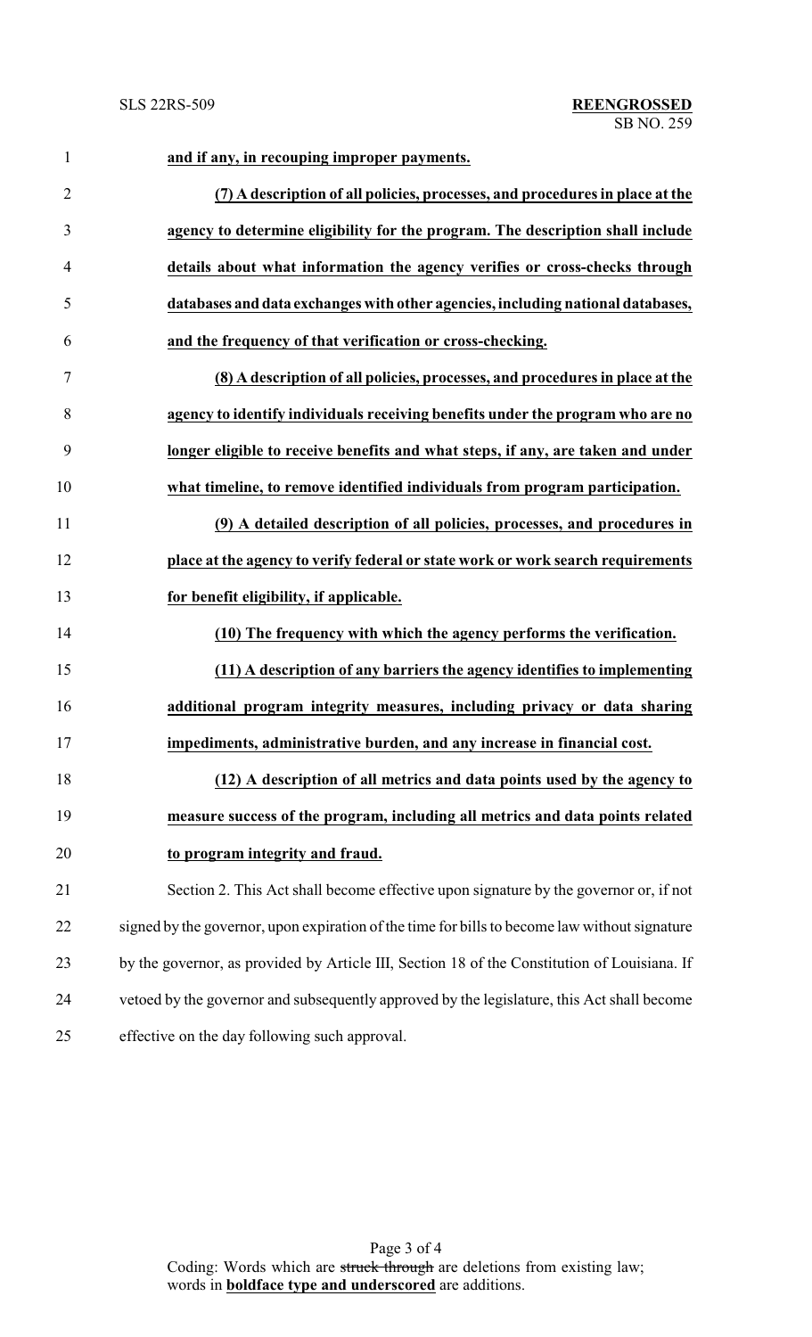**and if any, in recouping improper payments.**

**(7) A description of all policies, processes, and procedures in place at the agency to determine eligibility for the program. The description shall include details about what information the agency verifies or cross-checks through databases and data exchanges with other agencies, including national databases, and the frequency of that verification or cross-checking.**

**(8) A description of all policies, processes, and procedures in place at the agency to identify individuals receiving benefits under the program who are no longer eligible to receive benefits and what steps, if any, are taken and under what timeline, to remove identified individuals from program participation.**

**(9) A detailed description of all policies, processes, and procedures in place at the agency to verify federal or state work or work search requirements for benefit eligibility, if applicable.**

**(10) The frequency with which the agency performs the verification.**

**(11) A description of any barriers the agency identifies to implementing additional program integrity measures, including privacy or data sharing impediments, administrative burden, and any increase in financial cost.**

**(12) A description of all metrics and data points used by the agency to measure success of the program, including all metrics and data points related to program integrity and fraud.**

Section 2. This Act shall become effective upon signature by the governor or, if not signed by the governor, upon expiration of the time for bills to become law without signature by the governor, as provided by Article III, Section 18 of the Constitution of Louisiana. If vetoed by the governor and subsequently approved by the legislature, this Act shall become effective on the day following such approval.

Coding: Words which are ~~struck through~~ are deletions from existing law; words in **boldface type and underscored** are additions.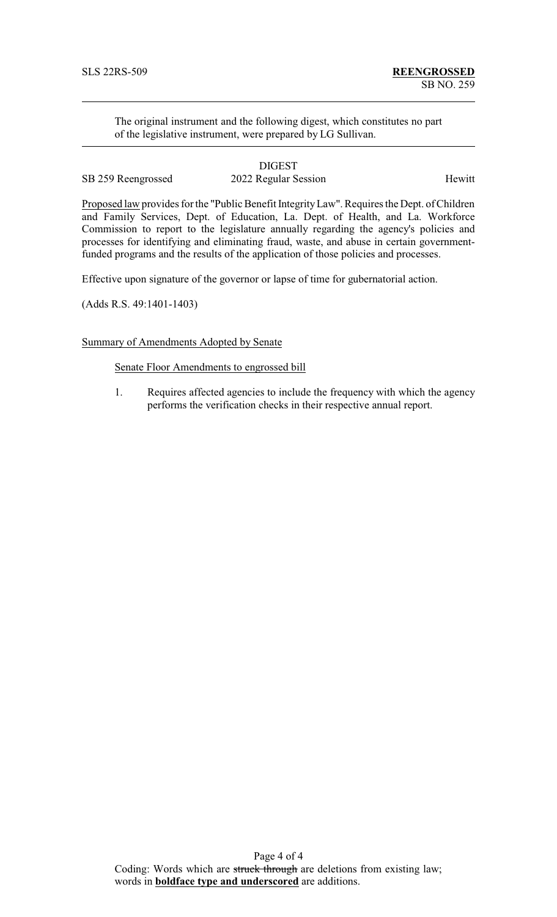The original instrument and the following digest, which constitutes no part of the legislative instrument, were prepared by LG Sullivan.

DIGEST

SB 259 Reengrossed 2022 Regular Session Hewitt

Proposed law provides for the "Public Benefit Integrity Law". Requires the Dept. of Children and Family Services, Dept. of Education, La. Dept. of Health, and La. Workforce Commission to report to the legislature annually regarding the agency's policies and processes for identifying and eliminating fraud, waste, and abuse in certain government-funded programs and the results of the application of those policies and processes.

Effective upon signature of the governor or lapse of time for gubernatorial action.

(Adds R.S. 49:1401-1403)

Summary of Amendments Adopted by Senate

Senate Floor Amendments to engrossed bill

1. Requires affected agencies to include the frequency with which the agency performs the verification checks in their respective annual report.